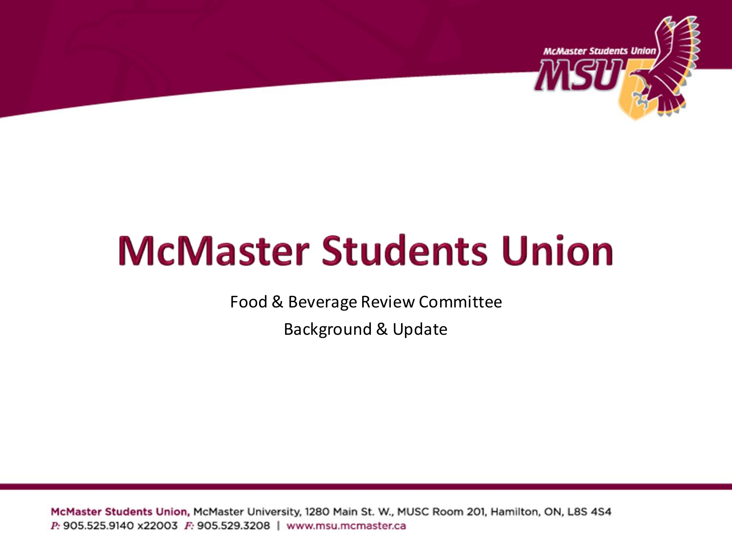# McMaster Students Union

Food & Beverage Review Committee

Background & Update

**McMaster Students Union,** McMaster University, 1280 Main St. W., MUSC Room 201, Hamilton, ON, L8S 4S4
*P:* 905.525.9140 x22003 *F:* 905.529.3208 | www.msu.mcmaster.ca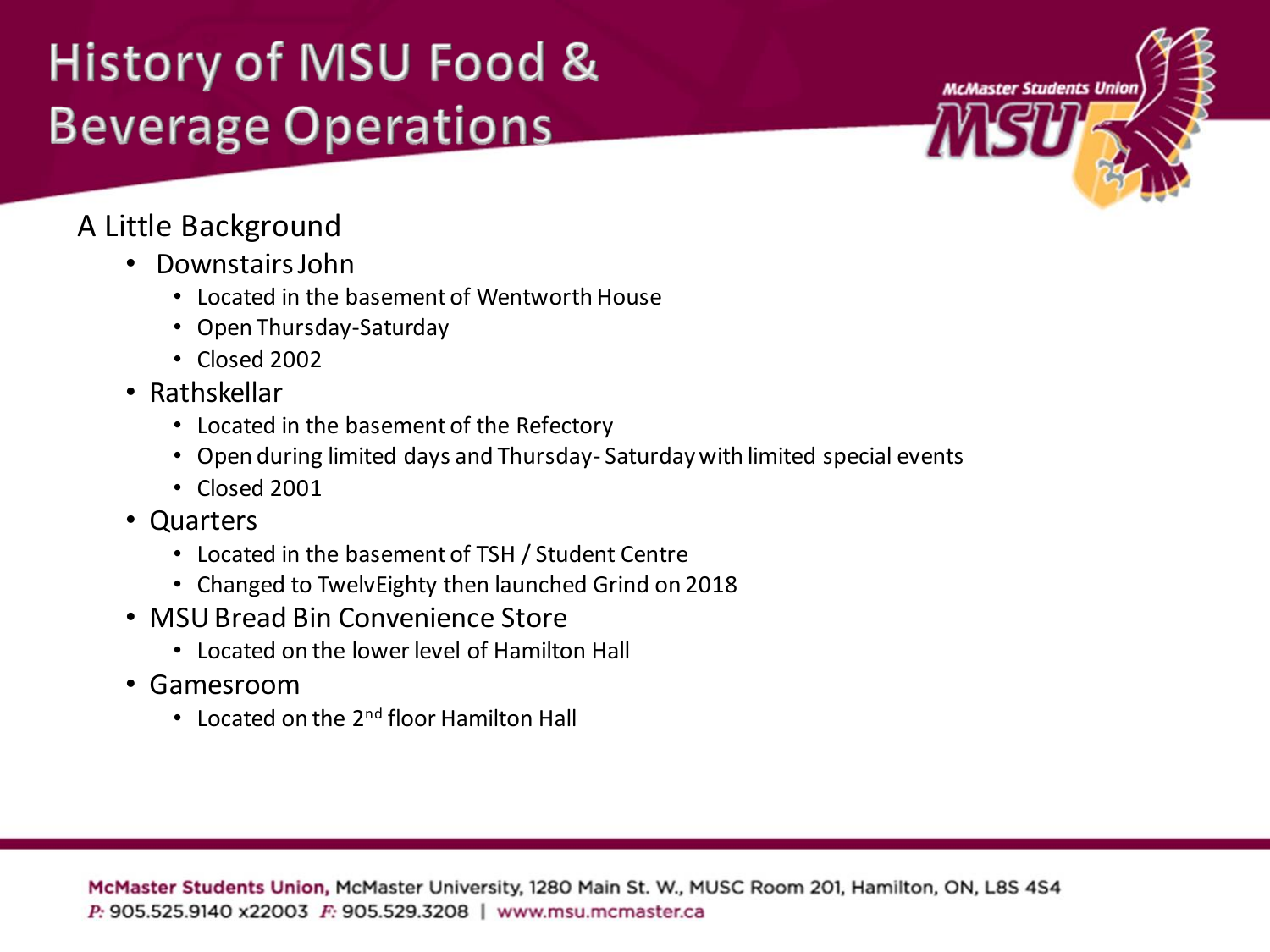# History of MSU Food & Beverage Operations

A Little Background

- Downstairs John
  - Located in the basement of Wentworth House
  - Open Thursday-Saturday
  - Closed 2002
- Rathskellar
  - Located in the basement of the Refectory
  - Open during limited days and Thursday- Saturday with limited special events
  - Closed 2001
- Quarters
  - Located in the basement of TSH / Student Centre
  - Changed to TwelvEighty then launched Grind on 2018
- MSU Bread Bin Convenience Store
  - Located on the lower level of Hamilton Hall
- Gamesroom
  - Located on the 2nd floor Hamilton Hall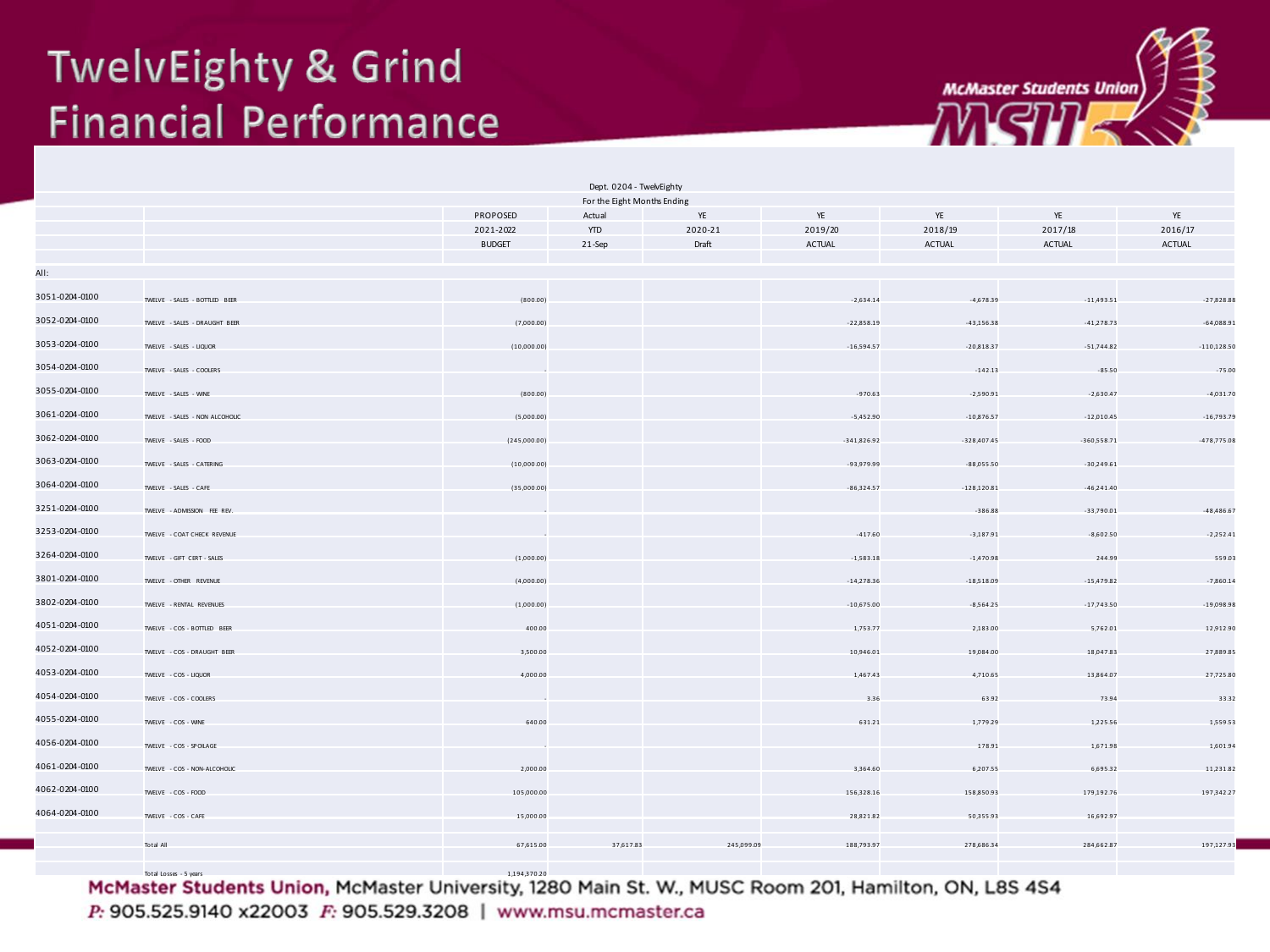# TwelvEighty & Grind Financial Performance

Dept. 0204 - TwelvEighty
For the Eight Months Ending

| | | PROPOSED 2021-2022 BUDGET | Actual YTD 21-Sep | YE 2020-21 Draft | YE 2019/20 ACTUAL | YE 2018/19 ACTUAL | YE 2017/18 ACTUAL | YE 2016/17 ACTUAL |
|---|---|---|---|---|---|---|---|---|
| All: | | | | | | | | |
| 3051-0204-0100 | TWELVE - SALES - BOTTLED BEER | (800.00) | | | -2,634.14 | -4,678.39 | -11,493.51 | -27,828.88 |
| 3052-0204-0100 | TWELVE - SALES - DRAUGHT BEER | (7,000.00) | | | -22,858.19 | -43,156.38 | -41,278.73 | -64,088.91 |
| 3053-0204-0100 | TWELVE - SALES - LIQUOR | (10,000.00) | | | -16,594.57 | -20,818.37 | -51,744.82 | -110,128.50 |
| 3054-0204-0100 | TWELVE - SALES - COOLERS | - | | | | -142.13 | -85.50 | -75.00 |
| 3055-0204-0100 | TWELVE - SALES - WINE | (800.00) | | | -970.63 | -2,590.91 | -2,630.47 | -4,031.70 |
| 3061-0204-0100 | TWELVE - SALES - NON ALCOHOLIC | (5,000.00) | | | -5,452.90 | -10,876.57 | -12,010.45 | -16,793.79 |
| 3062-0204-0100 | TWELVE - SALES - FOOD | (245,000.00) | | | -341,826.92 | -328,407.45 | -360,558.71 | -478,775.08 |
| 3063-0204-0100 | TWELVE - SALES - CATERING | (10,000.00) | | | -93,979.99 | -88,055.50 | -30,249.61 | |
| 3064-0204-0100 | TWELVE - SALES - CAFE | (35,000.00) | | | -86,324.57 | -128,120.81 | -46,241.40 | |
| 3251-0204-0100 | TWELVE - ADMISSION FEE REV. | - | | | | -386.88 | -33,790.01 | -48,486.67 |
| 3253-0204-0100 | TWELVE - COAT CHECK REVENUE | - | | | -417.60 | -3,187.91 | -8,602.50 | -2,252.41 |
| 3264-0204-0100 | TWELVE - GIFT CERT - SALES | (1,000.00) | | | -1,583.18 | -1,470.98 | 244.99 | 559.03 |
| 3801-0204-0100 | TWELVE - OTHER REVENUE | (4,000.00) | | | -14,278.36 | -18,518.09 | -15,479.82 | -7,860.14 |
| 3802-0204-0100 | TWELVE - RENTAL REVENUES | (1,000.00) | | | -10,675.00 | -8,564.25 | -17,743.50 | -19,098.98 |
| 4051-0204-0100 | TWELVE - COS - BOTTLED BEER | 400.00 | | | 1,753.77 | 2,183.00 | 5,762.01 | 12,912.90 |
| 4052-0204-0100 | TWELVE - COS - DRAUGHT BEER | 3,500.00 | | | 10,946.01 | 19,084.00 | 18,047.83 | 27,889.85 |
| 4053-0204-0100 | TWELVE - COS - LIQUOR | 4,000.00 | | | 1,467.43 | 4,710.65 | 13,864.07 | 27,725.80 |
| 4054-0204-0100 | TWELVE - COS - COOLERS | - | | | 3.36 | 63.92 | 73.94 | 33.32 |
| 4055-0204-0100 | TWELVE - COS - WINE | 640.00 | | | 631.21 | 1,779.29 | 1,225.56 | 1,559.53 |
| 4056-0204-0100 | TWELVE - COS - SPOILAGE | - | | | | 178.91 | 1,671.98 | 1,601.94 |
| 4061-0204-0100 | TWELVE - COS - NON-ALCOHOLIC | 2,000.00 | | | 3,364.60 | 6,207.55 | 6,695.32 | 11,231.82 |
| 4062-0204-0100 | TWELVE - COS - FOOD | 105,000.00 | | | 156,328.16 | 158,850.93 | 179,192.76 | 197,342.27 |
| 4064-0204-0100 | TWELVE - COS - CAFE | 15,000.00 | | | 28,821.82 | 50,355.93 | 16,692.97 | |
| | Total All | 67,615.00 | 37,617.83 | 245,099.09 | 188,793.97 | 278,686.34 | 284,662.87 | 197,127.93 |
| | Total Losses - 5 years | 1,194,370.20 | | | | | | |

**McMaster Students Union,** McMaster University, 1280 Main St. W., MUSC Room 201, Hamilton, ON, L8S 4S4
*P:* 905.525.9140 x22003 *F:* 905.529.3208 | www.msu.mcmaster.ca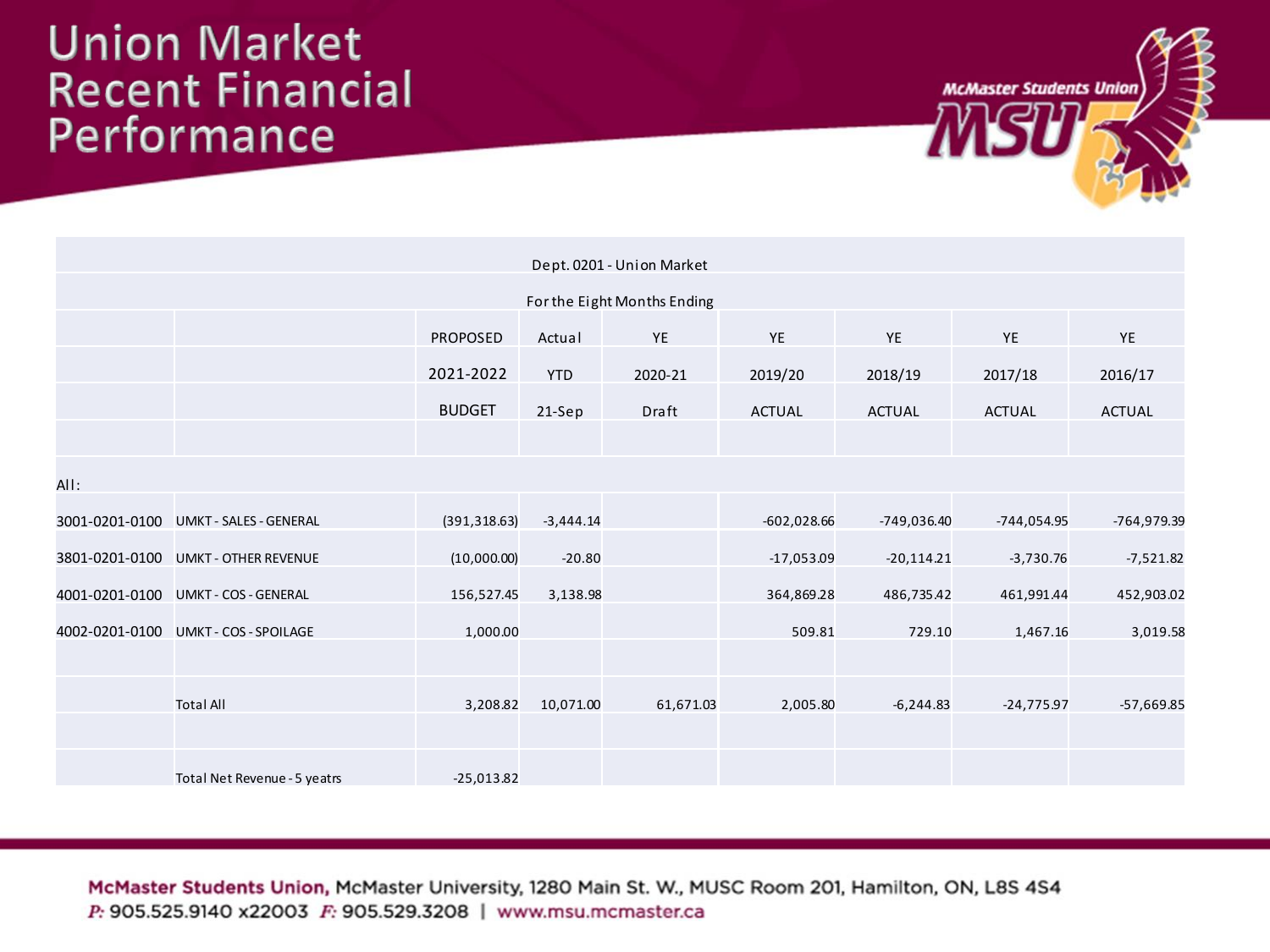# Union Market Recent Financial Performance

| | | PROPOSED 2021-2022 BUDGET | Actual YTD 21-Sep | YE 2020-21 Draft | YE 2019/20 ACTUAL | YE 2018/19 ACTUAL | YE 2017/18 ACTUAL | YE 2016/17 ACTUAL |
|---|---|---|---|---|---|---|---|---|
| Dept. 0201 - Union Market | | | | | | | | |
| For the Eight Months Ending | | | | | | | | |
| All: | | | | | | | | |
| 3001-0201-0100 | UMKT - SALES - GENERAL | (391,318.63) | -3,444.14 | | -602,028.66 | -749,036.40 | -744,054.95 | -764,979.39 |
| 3801-0201-0100 | UMKT - OTHER REVENUE | (10,000.00) | -20.80 | | -17,053.09 | -20,114.21 | -3,730.76 | -7,521.82 |
| 4001-0201-0100 | UMKT - COS - GENERAL | 156,527.45 | 3,138.98 | | 364,869.28 | 486,735.42 | 461,991.44 | 452,903.02 |
| 4002-0201-0100 | UMKT - COS - SPOILAGE | 1,000.00 | | | 509.81 | 729.10 | 1,467.16 | 3,019.58 |
| | Total All | 3,208.82 | 10,071.00 | 61,671.03 | 2,005.80 | -6,244.83 | -24,775.97 | -57,669.85 |
| | Total Net Revenue - 5 yeatrs | -25,013.82 | | | | | | |

**McMaster Students Union,** McMaster University, 1280 Main St. W., MUSC Room 201, Hamilton, ON, L8S 4S4
*P:* 905.525.9140 x22003 *F:* 905.529.3208 | www.msu.mcmaster.ca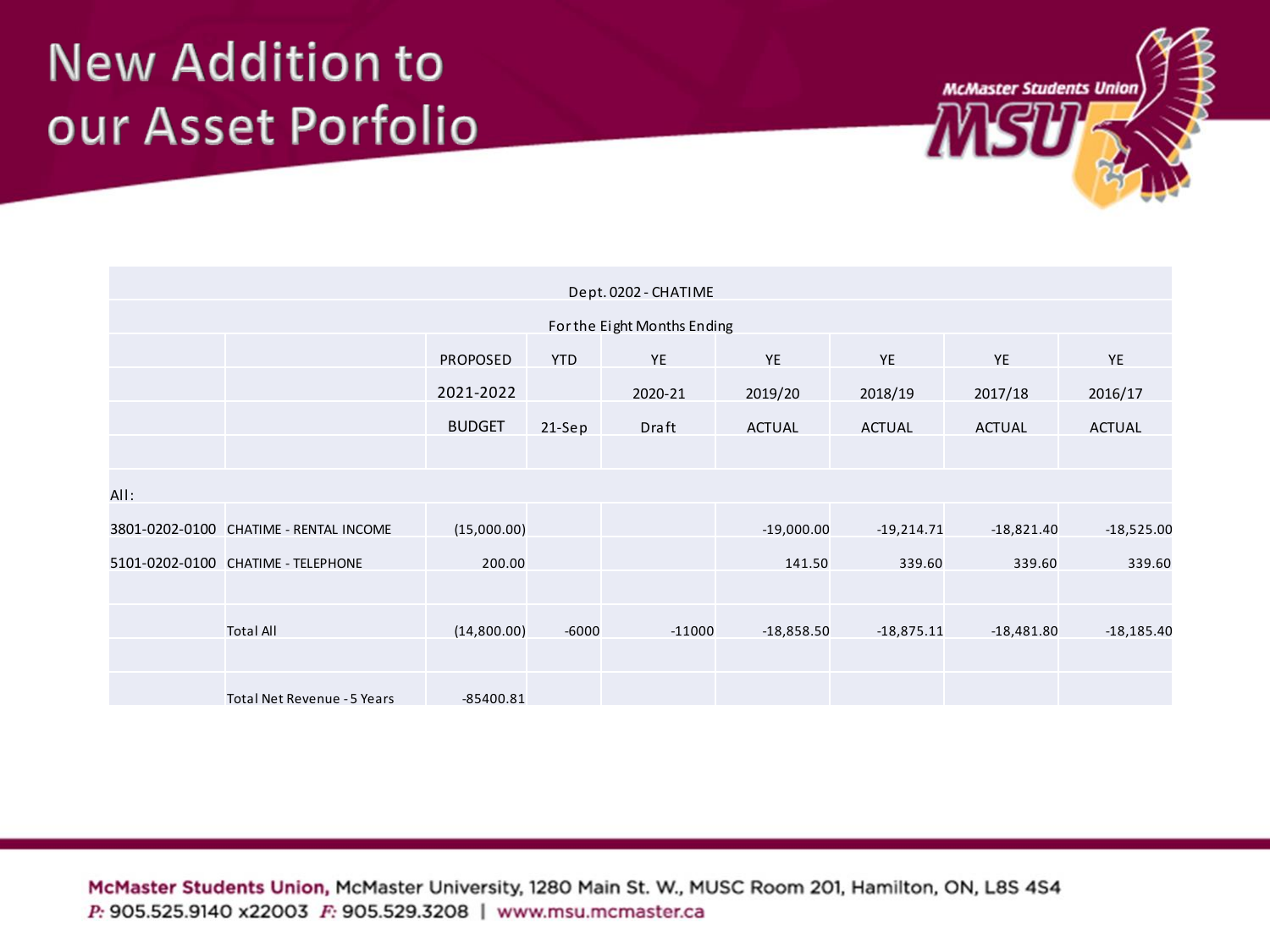# New Addition to our Asset Porfolio

| | | PROPOSED | YTD | YE | YE | YE | YE | YE |
|---|---|---|---|---|---|---|---|---|
| Dept. 0202 - CHATIME | | | | | | | | |
| For the Eight Months Ending | | | | | | | | |
| | | 2021-2022 | | 2020-21 | 2019/20 | 2018/19 | 2017/18 | 2016/17 |
| | | BUDGET | 21-Sep | Draft | ACTUAL | ACTUAL | ACTUAL | ACTUAL |
| All: | | | | | | | | |
| 3801-0202-0100 | CHATIME - RENTAL INCOME | (15,000.00) | | | -19,000.00 | -19,214.71 | -18,821.40 | -18,525.00 |
| 5101-0202-0100 | CHATIME - TELEPHONE | 200.00 | | | 141.50 | 339.60 | 339.60 | 339.60 |
| | Total All | (14,800.00) | -6000 | -11000 | -18,858.50 | -18,875.11 | -18,481.80 | -18,185.40 |
| | Total Net Revenue - 5 Years | -85400.81 | | | | | | |

**McMaster Students Union,** McMaster University, 1280 Main St. W., MUSC Room 201, Hamilton, ON, L8S 4S4
*P:* 905.525.9140 x22003 *F:* 905.529.3208 | www.msu.mcmaster.ca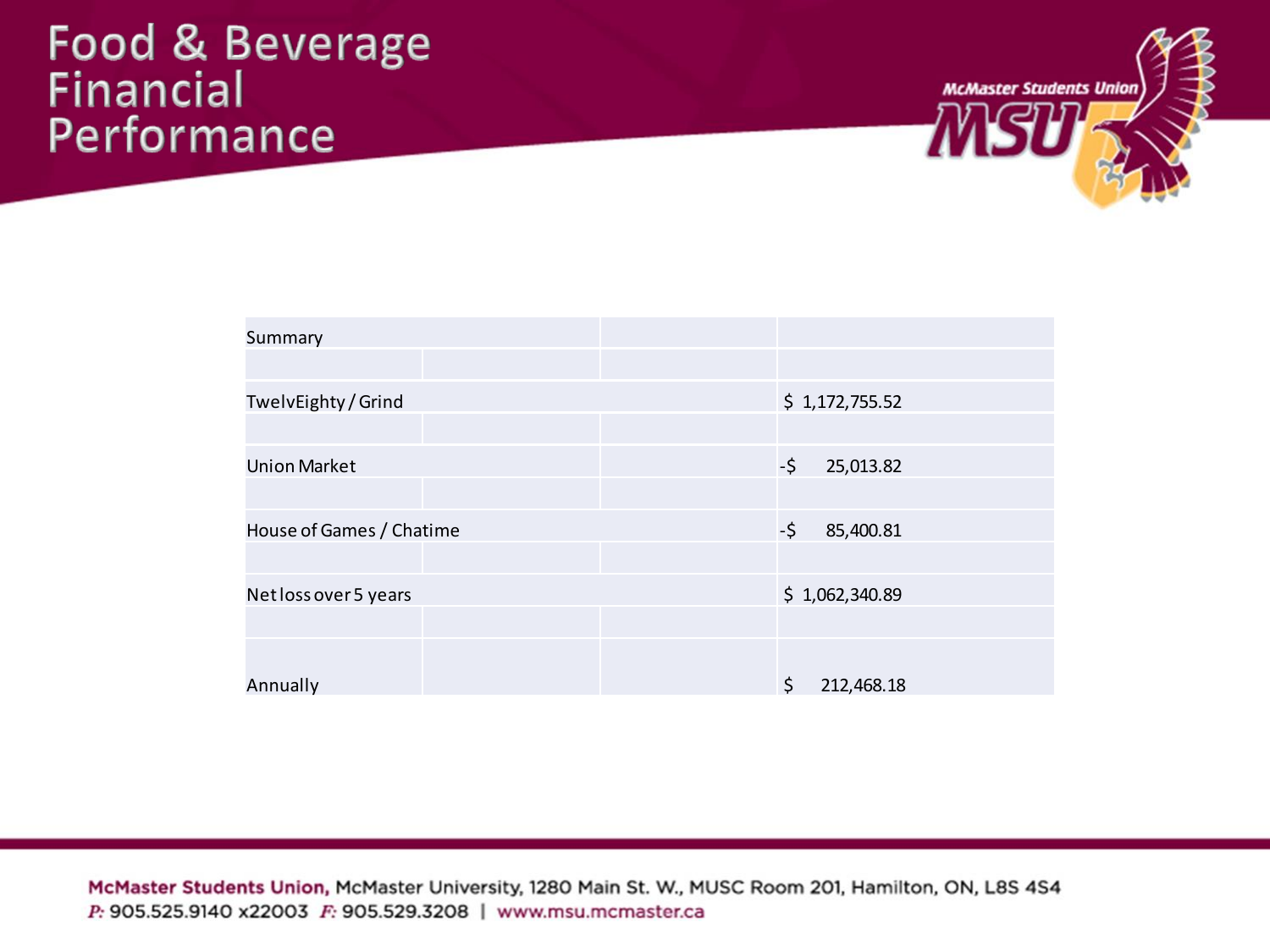# Food & Beverage Financial Performance

| Summary | |
|---|---|
| TwelvEighty / Grind | $ 1,172,755.52 |
| Union Market | -$ 25,013.82 |
| House of Games / Chatime | -$ 85,400.81 |
| Net loss over 5 years | $ 1,062,340.89 |
| Annually | $ 212,468.18 |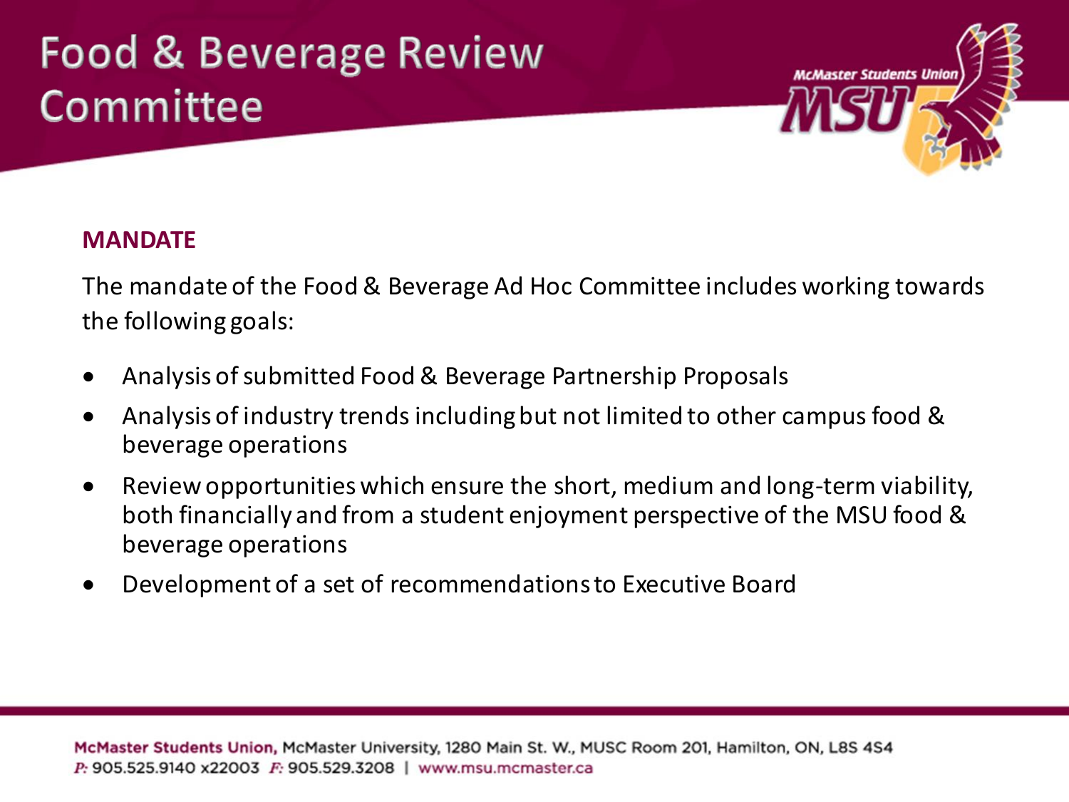# Food & Beverage Review Committee

## MANDATE

The mandate of the Food & Beverage Ad Hoc Committee includes working towards the following goals:

- Analysis of submitted Food & Beverage Partnership Proposals
- Analysis of industry trends including but not limited to other campus food & beverage operations
- Review opportunities which ensure the short, medium and long-term viability, both financially and from a student enjoyment perspective of the MSU food & beverage operations
- Development of a set of recommendations to Executive Board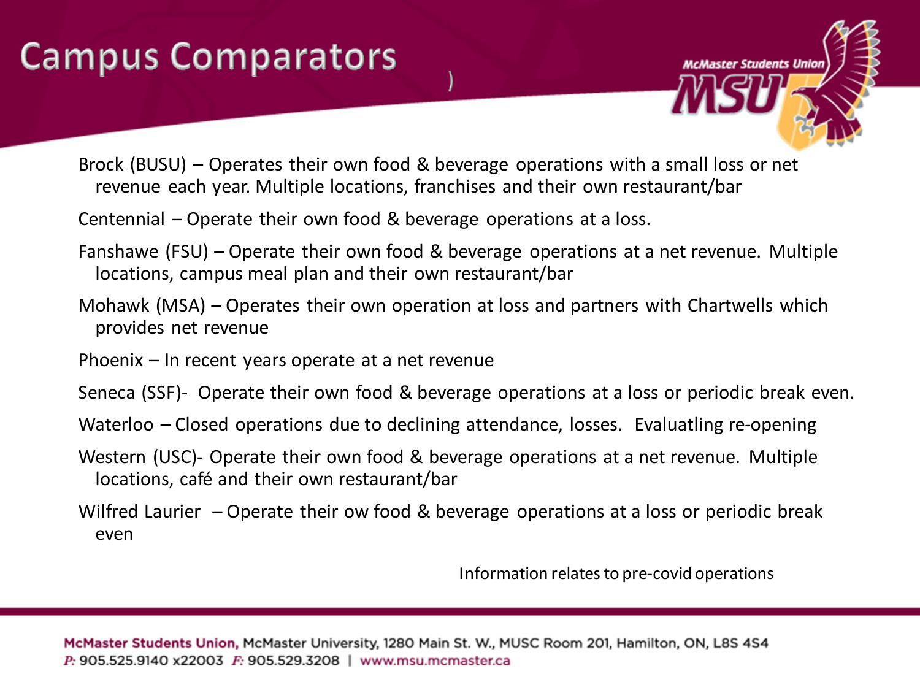# Campus Comparators

Brock (BUSU) – Operates their own food & beverage operations with a small loss or net revenue each year. Multiple locations, franchises and their own restaurant/bar

Centennial – Operate their own food & beverage operations at a loss.

Fanshawe (FSU) – Operate their own food & beverage operations at a net revenue. Multiple locations, campus meal plan and their own restaurant/bar

Mohawk (MSA) – Operates their own operation at loss and partners with Chartwells which provides net revenue

Phoenix – In recent years operate at a net revenue

Seneca (SSF)- Operate their own food & beverage operations at a loss or periodic break even.

Waterloo – Closed operations due to declining attendance, losses. Evaluatling re-opening

Western (USC)- Operate their own food & beverage operations at a net revenue. Multiple locations, café and their own restaurant/bar

Wilfred Laurier – Operate their ow food & beverage operations at a loss or periodic break even

Information relates to pre-covid operations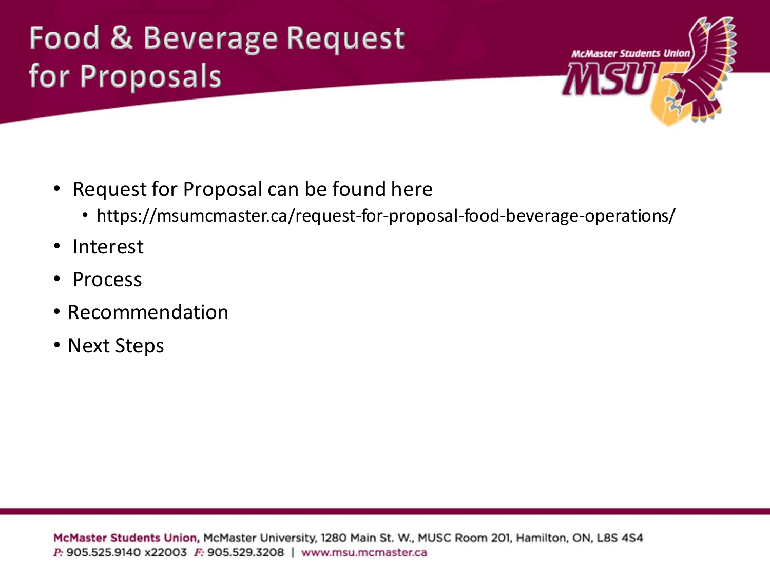# Food & Beverage Request for Proposals

- Request for Proposal can be found here
  - https://msumcmaster.ca/request-for-proposal-food-beverage-operations/
- Interest
- Process
- Recommendation
- Next Steps

**McMaster Students Union,** McMaster University, 1280 Main St. W., MUSC Room 201, Hamilton, ON, L8S 4S4
*P:* 905.525.9140 x22003 *F:* 905.529.3208 | www.msu.mcmaster.ca